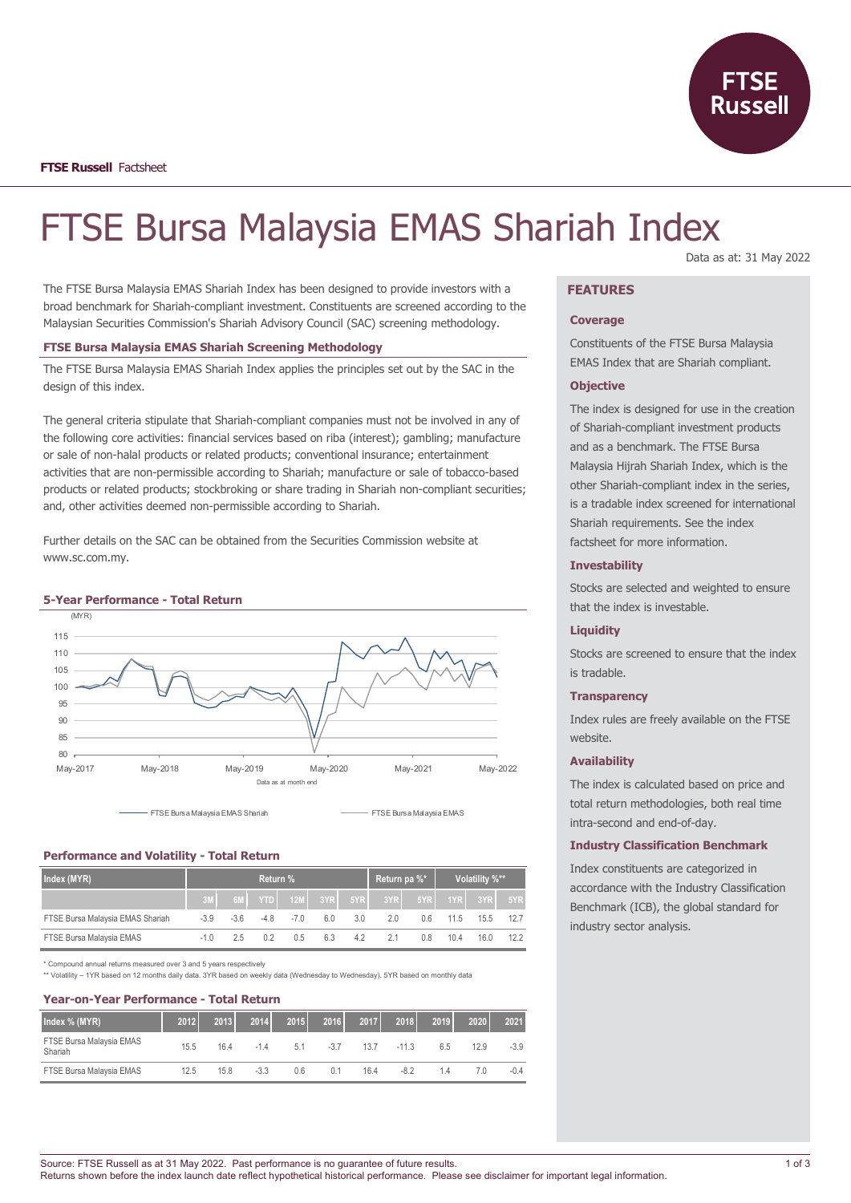**FTSE Russell** Factsheet

# FTSE Bursa Malaysia EMAS Shariah Index

Data as at: 31 May 2022

The FTSE Bursa Malaysia EMAS Shariah Index has been designed to provide investors with a broad benchmark for Shariah-compliant investment. Constituents are screened according to the Malaysian Securities Commission's Shariah Advisory Council (SAC) screening methodology.

### FTSE Bursa Malaysia EMAS Shariah Screening Methodology

The FTSE Bursa Malaysia EMAS Shariah Index applies the principles set out by the SAC in the design of this index.

The general criteria stipulate that Shariah-compliant companies must not be involved in any of the following core activities: financial services based on riba (interest); gambling; manufacture or sale of non-halal products or related products; conventional insurance; entertainment activities that are non-permissible according to Shariah; manufacture or sale of tobacco-based products or related products; stockbroking or share trading in Shariah non-compliant securities; and, other activities deemed non-permissible according to Shariah.

Further details on the SAC can be obtained from the Securities Commission website at www.sc.com.my.

### 5-Year Performance - Total Return

(MYR)

Data as at month end

FTSE Bursa Malaysia EMAS Shariah — FTSE Bursa Malaysia EMAS

### Performance and Volatility - Total Return

| Index (MYR) | Return % | | | | | | Return pa %* | | Volatility %** | | |
|---|---|---|---|---|---|---|---|---|---|---|---|
| | 3M | 6M | YTD | 12M | 3YR | 5YR | 3YR | 5YR | 1YR | 3YR | 5YR |
| FTSE Bursa Malaysia EMAS Shariah | -3.9 | -3.6 | -4.8 | -7.0 | 6.0 | 3.0 | 2.0 | 0.6 | 11.5 | 15.5 | 12.7 |
| FTSE Bursa Malaysia EMAS | -1.0 | 2.5 | 0.2 | 0.5 | 6.3 | 4.2 | 2.1 | 0.8 | 10.4 | 16.0 | 12.2 |

\* Compound annual returns measured over 3 and 5 years respectively

\** Volatility – 1YR based on 12 months daily data. 3YR based on weekly data (Wednesday to Wednesday). 5YR based on monthly data

### Year-on-Year Performance - Total Return

| Index % (MYR) | 2012 | 2013 | 2014 | 2015 | 2016 | 2017 | 2018 | 2019 | 2020 | 2021 |
|---|---|---|---|---|---|---|---|---|---|---|
| FTSE Bursa Malaysia EMAS Shariah | 15.5 | 16.4 | -1.4 | 5.1 | -3.7 | 13.7 | -11.3 | 6.5 | 12.9 | -3.9 |
| FTSE Bursa Malaysia EMAS | 12.5 | 15.8 | -3.3 | 0.6 | 0.1 | 16.4 | -8.2 | 1.4 | 7.0 | -0.4 |

## FEATURES

### Coverage

Constituents of the FTSE Bursa Malaysia EMAS Index that are Shariah compliant.

### Objective

The index is designed for use in the creation of Shariah-compliant investment products and as a benchmark. The FTSE Bursa Malaysia Hijrah Shariah Index, which is the other Shariah-compliant index in the series, is a tradable index screened for international Shariah requirements. See the index factsheet for more information.

### Investability

Stocks are selected and weighted to ensure that the index is investable.

### Liquidity

Stocks are screened to ensure that the index is tradable.

### Transparency

Index rules are freely available on the FTSE website.

### Availability

The index is calculated based on price and total return methodologies, both real time intra-second and end-of-day.

### Industry Classification Benchmark

Index constituents are categorized in accordance with the Industry Classification Benchmark (ICB), the global standard for industry sector analysis.

Source: FTSE Russell as at 31 May 2022. Past performance is no guarantee of future results.
Returns shown before the index launch date reflect hypothetical historical performance. Please see disclaimer for important legal information.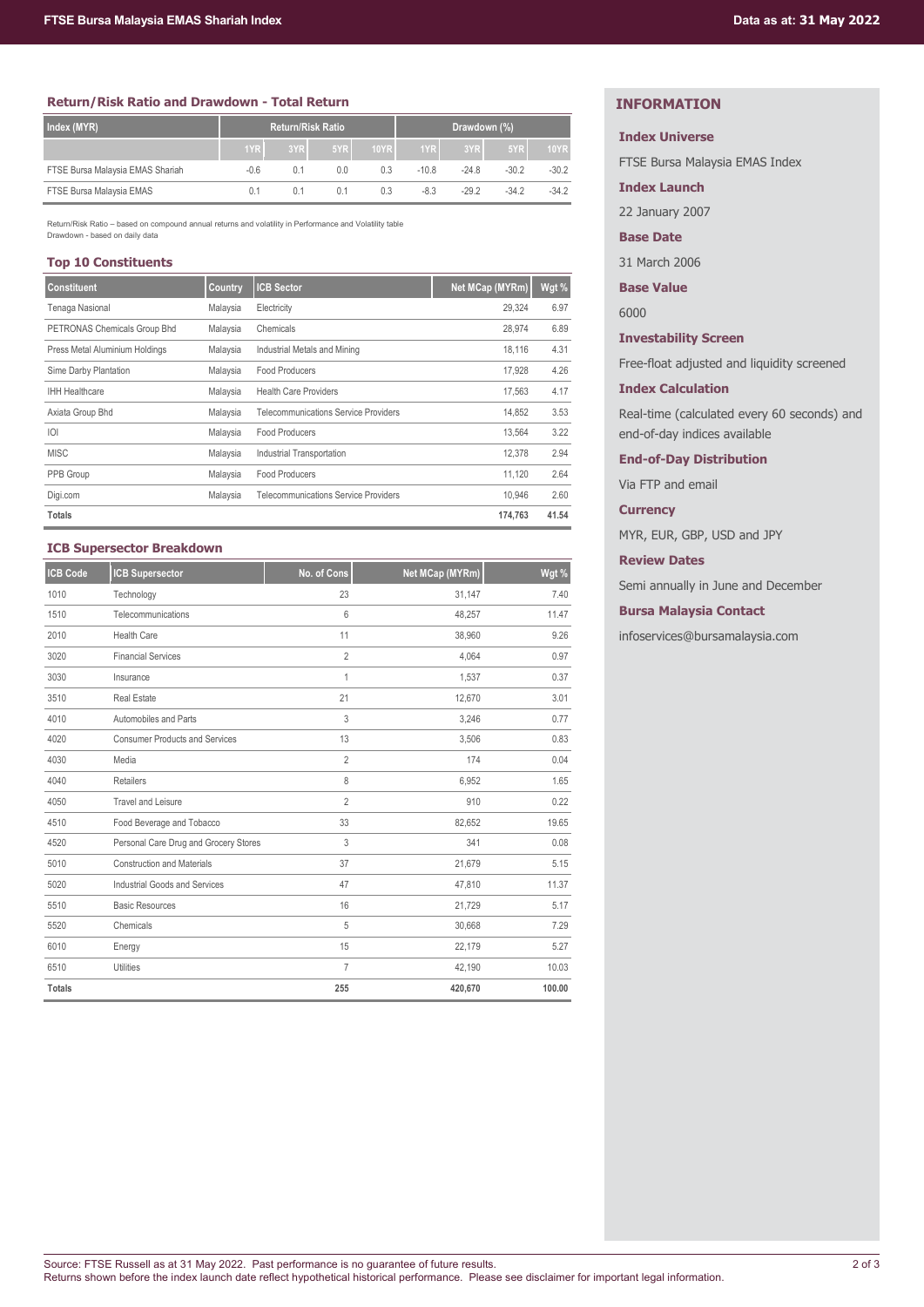## Return/Risk Ratio and Drawdown - Total Return

| Index (MYR) | Return/Risk Ratio | | | | Drawdown (%) | | | |
|---|---|---|---|---|---|---|---|---|
| | 1YR | 3YR | 5YR | 10YR | 1YR | 3YR | 5YR | 10YR |
| FTSE Bursa Malaysia EMAS Shariah | -0.6 | 0.1 | 0.0 | 0.3 | -10.8 | -24.8 | -30.2 | -30.2 |
| FTSE Bursa Malaysia EMAS | 0.1 | 0.1 | 0.1 | 0.3 | -8.3 | -29.2 | -34.2 | -34.2 |

Return/Risk Ratio – based on compound annual returns and volatility in Performance and Volatility table
Drawdown - based on daily data

## Top 10 Constituents

| Constituent | Country | ICB Sector | Net MCap (MYRm) | Wgt % |
|---|---|---|---|---|
| Tenaga Nasional | Malaysia | Electricity | 29,324 | 6.97 |
| PETRONAS Chemicals Group Bhd | Malaysia | Chemicals | 28,974 | 6.89 |
| Press Metal Aluminium Holdings | Malaysia | Industrial Metals and Mining | 18,116 | 4.31 |
| Sime Darby Plantation | Malaysia | Food Producers | 17,928 | 4.26 |
| IHH Healthcare | Malaysia | Health Care Providers | 17,563 | 4.17 |
| Axiata Group Bhd | Malaysia | Telecommunications Service Providers | 14,852 | 3.53 |
| IOI | Malaysia | Food Producers | 13,564 | 3.22 |
| MISC | Malaysia | Industrial Transportation | 12,378 | 2.94 |
| PPB Group | Malaysia | Food Producers | 11,120 | 2.64 |
| Digi.com | Malaysia | Telecommunications Service Providers | 10,946 | 2.60 |
| **Totals** | | | **174,763** | **41.54** |

## ICB Supersector Breakdown

| ICB Code | ICB Supersector | No. of Cons | Net MCap (MYRm) | Wgt % |
|---|---|---|---|---|
| 1010 | Technology | 23 | 31,147 | 7.40 |
| 1510 | Telecommunications | 6 | 48,257 | 11.47 |
| 2010 | Health Care | 11 | 38,960 | 9.26 |
| 3020 | Financial Services | 2 | 4,064 | 0.97 |
| 3030 | Insurance | 1 | 1,537 | 0.37 |
| 3510 | Real Estate | 21 | 12,670 | 3.01 |
| 4010 | Automobiles and Parts | 3 | 3,246 | 0.77 |
| 4020 | Consumer Products and Services | 13 | 3,506 | 0.83 |
| 4030 | Media | 2 | 174 | 0.04 |
| 4040 | Retailers | 8 | 6,952 | 1.65 |
| 4050 | Travel and Leisure | 2 | 910 | 0.22 |
| 4510 | Food Beverage and Tobacco | 33 | 82,652 | 19.65 |
| 4520 | Personal Care Drug and Grocery Stores | 3 | 341 | 0.08 |
| 5010 | Construction and Materials | 37 | 21,679 | 5.15 |
| 5020 | Industrial Goods and Services | 47 | 47,810 | 11.37 |
| 5510 | Basic Resources | 16 | 21,729 | 5.17 |
| 5520 | Chemicals | 5 | 30,668 | 7.29 |
| 6010 | Energy | 15 | 22,179 | 5.27 |
| 6510 | Utilities | 7 | 42,190 | 10.03 |
| **Totals** | | **255** | **420,670** | **100.00** |

## INFORMATION

### Index Universe

FTSE Bursa Malaysia EMAS Index

### Index Launch

22 January 2007

### Base Date

31 March 2006

### Base Value

6000

### Investability Screen

Free-float adjusted and liquidity screened

### Index Calculation

Real-time (calculated every 60 seconds) and end-of-day indices available

### End-of-Day Distribution

Via FTP and email

### Currency

MYR, EUR, GBP, USD and JPY

### Review Dates

Semi annually in June and December

### Bursa Malaysia Contact

infoservices@bursamalaysia.com

Source: FTSE Russell as at 31 May 2022. Past performance is no guarantee of future results.
Returns shown before the index launch date reflect hypothetical historical performance. Please see disclaimer for important legal information.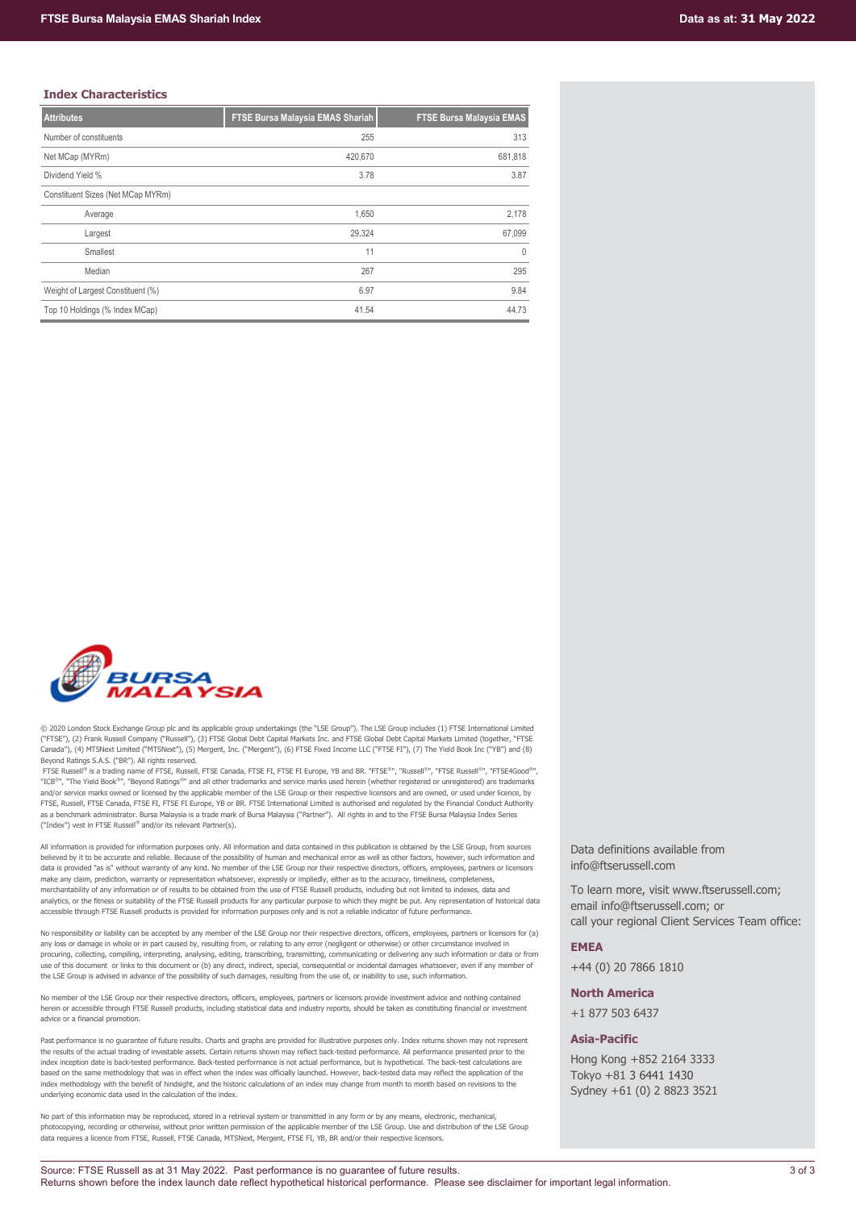## Index Characteristics

| Attributes | FTSE Bursa Malaysia EMAS Shariah | FTSE Bursa Malaysia EMAS |
|---|---|---|
| Number of constituents | 255 | 313 |
| Net MCap (MYRm) | 420,670 | 681,818 |
| Dividend Yield % | 3.78 | 3.87 |
| Constituent Sizes (Net MCap MYRm) | | |
| Average | 1,650 | 2,178 |
| Largest | 29,324 | 67,099 |
| Smallest | 11 | 0 |
| Median | 267 | 295 |
| Weight of Largest Constituent (%) | 6.97 | 9.84 |
| Top 10 Holdings (% Index MCap) | 41.54 | 44.73 |

BURSA MALAYSIA

© 2020 London Stock Exchange Group plc and its applicable group undertakings (the "LSE Group"). The LSE Group includes (1) FTSE International Limited ("FTSE"), (2) Frank Russell Company ("Russell"), (3) FTSE Global Debt Capital Markets Inc. and FTSE Global Debt Capital Markets Limited (together, "FTSE Canada"), (4) MTSNext Limited ("MTSNext"), (5) Mergent, Inc. ("Mergent"), (6) FTSE Fixed Income LLC ("FTSE FI"), (7) The Yield Book Inc ("YB") and (8) Beyond Ratings S.A.S. ("BR"). All rights reserved.

FTSE Russell® is a trading name of FTSE, Russell, FTSE Canada, FTSE FI, FTSE FI Europe, YB and BR. "FTSE®", "Russell®", "FTSE Russell®", "FTSE4Good®", "ICB®", "The Yield Book®", "Beyond Ratings®" and all other trademarks and service marks used herein (whether registered or unregistered) are trademarks and/or service marks owned or licensed by the applicable member of the LSE Group or their respective licensors and are owned, or used under licence, by FTSE, Russell, FTSE Canada, FTSE FI, FTSE FI Europe, YB or BR. FTSE International Limited is authorised and regulated by the Financial Conduct Authority as a benchmark administrator. Bursa Malaysia is a trade mark of Bursa Malaysia ("Partner"). All rights in and to the FTSE Bursa Malaysia Index Series ("Index") vest in FTSE Russell® and/or its relevant Partner(s).

All information is provided for information purposes only. All information and data contained in this publication is obtained by the LSE Group, from sources believed by it to be accurate and reliable. Because of the possibility of human and mechanical error as well as other factors, however, such information and data is provided "as is" without warranty of any kind. No member of the LSE Group nor their respective directors, officers, employees, partners or licensors make any claim, prediction, warranty or representation whatsoever, expressly or impliedly, either as to the accuracy, timeliness, completeness, merchantability of any information or of results to be obtained from the use of FTSE Russell products, including but not limited to indexes, data and analytics, or the fitness or suitability of the FTSE Russell products for any particular purpose to which they might be put. Any representation of historical data accessible through FTSE Russell products is provided for information purposes only and is not a reliable indicator of future performance.

No responsibility or liability can be accepted by any member of the LSE Group nor their respective directors, officers, employees, partners or licensors for (a) any loss or damage in whole or in part caused by, resulting from, or relating to any error (negligent or otherwise) or other circumstance involved in procuring, collecting, compiling, interpreting, analysing, editing, transcribing, transmitting, communicating or delivering any such information or data or from use of this document or links to this document or (b) any direct, indirect, special, consequential or incidental damages whatsoever, even if any member of the LSE Group is advised in advance of the possibility of such damages, resulting from the use of, or inability to use, such information.

No member of the LSE Group nor their respective directors, officers, employees, partners or licensors provide investment advice and nothing contained herein or accessible through FTSE Russell products, including statistical data and industry reports, should be taken as constituting financial or investment advice or a financial promotion.

Past performance is no guarantee of future results. Charts and graphs are provided for illustrative purposes only. Index returns shown may not represent the results of the actual trading of investable assets. Certain returns shown may reflect back-tested performance. All performance presented prior to the index inception date is back-tested performance. Back-tested performance is not actual performance, but is hypothetical. The back-test calculations are based on the same methodology that was in effect when the index was officially launched. However, back-tested data may reflect the application of the index methodology with the benefit of hindsight, and the historic calculations of an index may change from month to month based on revisions to the underlying economic data used in the calculation of the index.

No part of this information may be reproduced, stored in a retrieval system or transmitted in any form or by any means, electronic, mechanical, photocopying, recording or otherwise, without prior written permission of the applicable member of the LSE Group. Use and distribution of the LSE Group data requires a licence from FTSE, Russell, FTSE Canada, MTSNext, Mergent, FTSE FI, YB, BR and/or their respective licensors.

Data definitions available from info@ftserussell.com

To learn more, visit www.ftserussell.com; email info@ftserussell.com; or call your regional Client Services Team office:

**EMEA**

+44 (0) 20 7866 1810

**North America**

+1 877 503 6437

**Asia-Pacific**

Hong Kong +852 2164 3333
Tokyo +81 3 6441 1430
Sydney +61 (0) 2 8823 3521

Source: FTSE Russell as at 31 May 2022. Past performance is no guarantee of future results.
Returns shown before the index launch date reflect hypothetical historical performance. Please see disclaimer for important legal information.